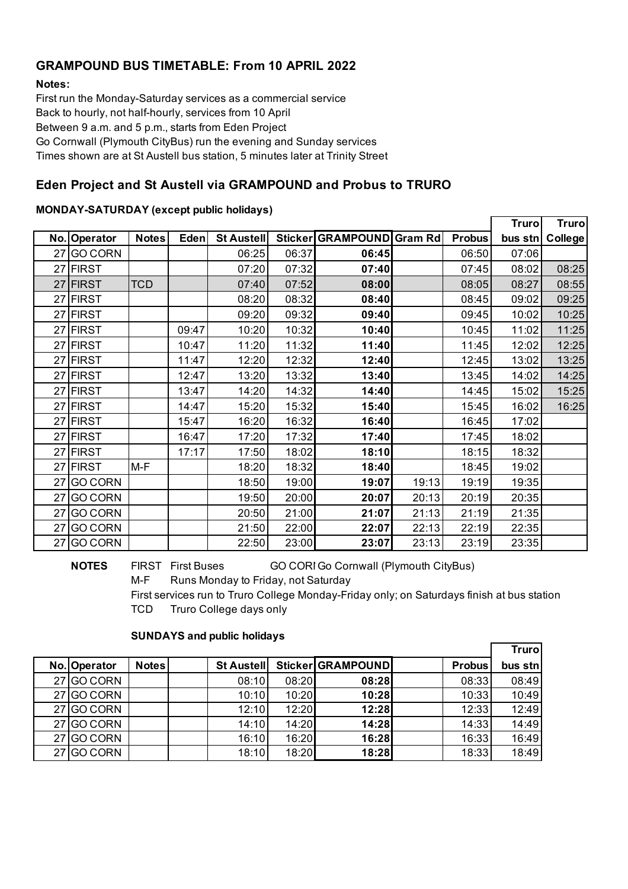## GRAMPOUND BUS TIMETABLE: From 10 APRIL 2022

**Notes:**

First run the Monday-Saturday services as a commercial service
Back to hourly, not half-hourly, services from 10 April
Between 9 a.m. and 5 p.m., starts from Eden Project
Go Cornwall (Plymouth CityBus) run the evening and Sunday services
Times shown are at St Austell bus station, 5 minutes later at Trinity Street

## Eden Project and St Austell via GRAMPOUND and Probus to TRURO

### MONDAY-SATURDAY (except public holidays)

| No. | Operator | Notes | Eden | St Austell | Sticker | GRAMPOUND | Gram Rd | Probus | Truro bus stn | Truro College |
|---|---|---|---|---|---|---|---|---|---|---|
| 27 | GO CORN | | | 06:25 | 06:37 | **06:45** | | 06:50 | 07:06 | |
| 27 | FIRST | | | 07:20 | 07:32 | **07:40** | | 07:45 | 08:02 | 08:25 |
| 27 | FIRST | TCD | | 07:40 | 07:52 | **08:00** | | 08:05 | 08:27 | 08:55 |
| 27 | FIRST | | | 08:20 | 08:32 | **08:40** | | 08:45 | 09:02 | 09:25 |
| 27 | FIRST | | | 09:20 | 09:32 | **09:40** | | 09:45 | 10:02 | 10:25 |
| 27 | FIRST | | 09:47 | 10:20 | 10:32 | **10:40** | | 10:45 | 11:02 | 11:25 |
| 27 | FIRST | | 10:47 | 11:20 | 11:32 | **11:40** | | 11:45 | 12:02 | 12:25 |
| 27 | FIRST | | 11:47 | 12:20 | 12:32 | **12:40** | | 12:45 | 13:02 | 13:25 |
| 27 | FIRST | | 12:47 | 13:20 | 13:32 | **13:40** | | 13:45 | 14:02 | 14:25 |
| 27 | FIRST | | 13:47 | 14:20 | 14:32 | **14:40** | | 14:45 | 15:02 | 15:25 |
| 27 | FIRST | | 14:47 | 15:20 | 15:32 | **15:40** | | 15:45 | 16:02 | 16:25 |
| 27 | FIRST | | 15:47 | 16:20 | 16:32 | **16:40** | | 16:45 | 17:02 | |
| 27 | FIRST | | 16:47 | 17:20 | 17:32 | **17:40** | | 17:45 | 18:02 | |
| 27 | FIRST | | 17:17 | 17:50 | 18:02 | **18:10** | | 18:15 | 18:32 | |
| 27 | FIRST | M-F | | 18:20 | 18:32 | **18:40** | | 18:45 | 19:02 | |
| 27 | GO CORN | | | 18:50 | 19:00 | **19:07** | 19:13 | 19:19 | 19:35 | |
| 27 | GO CORN | | | 19:50 | 20:00 | **20:07** | 20:13 | 20:19 | 20:35 | |
| 27 | GO CORN | | | 20:50 | 21:00 | **21:07** | 21:13 | 21:19 | 21:35 | |
| 27 | GO CORN | | | 21:50 | 22:00 | **22:07** | 22:13 | 22:19 | 22:35 | |
| 27 | GO CORN | | | 22:50 | 23:00 | **23:07** | 23:13 | 23:19 | 23:35 | |

**NOTES** FIRST First Buses GO CORN Go Cornwall (Plymouth CityBus)

M-F Runs Monday to Friday, not Saturday

First services run to Truro College Monday-Friday only; on Saturdays finish at bus station

TCD Truro College days only

### SUNDAYS and public holidays

| No. | Operator | Notes | | St Austell | Sticker | GRAMPOUND | | Probus | Truro bus stn |
|---|---|---|---|---|---|---|---|---|---|
| 27 | GO CORN | | | 08:10 | 08:20 | **08:28** | | 08:33 | 08:49 |
| 27 | GO CORN | | | 10:10 | 10:20 | **10:28** | | 10:33 | 10:49 |
| 27 | GO CORN | | | 12:10 | 12:20 | **12:28** | | 12:33 | 12:49 |
| 27 | GO CORN | | | 14:10 | 14:20 | **14:28** | | 14:33 | 14:49 |
| 27 | GO CORN | | | 16:10 | 16:20 | **16:28** | | 16:33 | 16:49 |
| 27 | GO CORN | | | 18:10 | 18:20 | **18:28** | | 18:33 | 18:49 |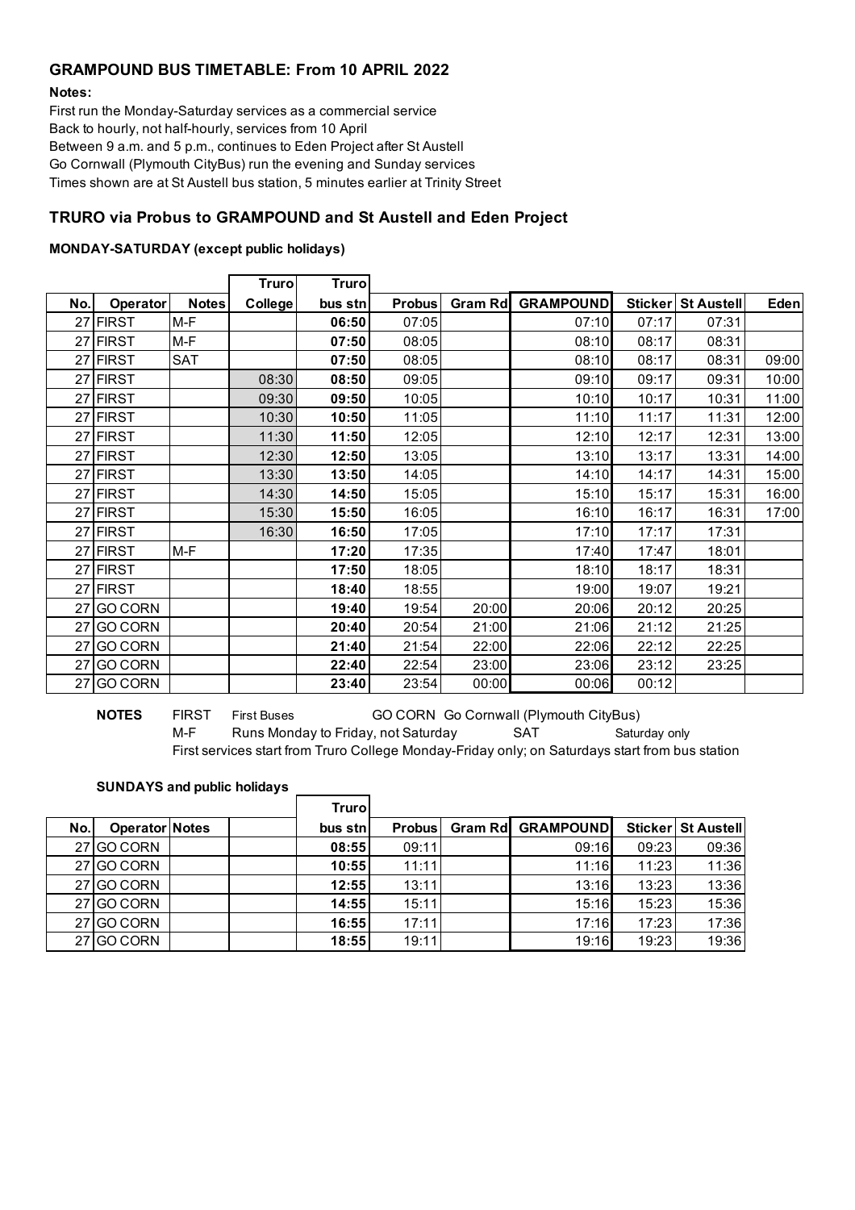## GRAMPOUND BUS TIMETABLE: From 10 APRIL 2022

**Notes:**

First run the Monday-Saturday services as a commercial service
Back to hourly, not half-hourly, services from 10 April
Between 9 a.m. and 5 p.m., continues to Eden Project after St Austell
Go Cornwall (Plymouth CityBus) run the evening and Sunday services
Times shown are at St Austell bus station, 5 minutes earlier at Trinity Street

## TRURO via Probus to GRAMPOUND and St Austell and Eden Project

### MONDAY-SATURDAY (except public holidays)

| No. | Operator | Notes | Truro College | Truro bus stn | Probus | Gram Rd | GRAMPOUND | Sticker | St Austell | Eden |
|---|---|---|---|---|---|---|---|---|---|---|
| 27 | FIRST | M-F | | **06:50** | 07:05 | | 07:10 | 07:17 | 07:31 | |
| 27 | FIRST | M-F | | **07:50** | 08:05 | | 08:10 | 08:17 | 08:31 | |
| 27 | FIRST | SAT | | **07:50** | 08:05 | | 08:10 | 08:17 | 08:31 | 09:00 |
| 27 | FIRST | | 08:30 | **08:50** | 09:05 | | 09:10 | 09:17 | 09:31 | 10:00 |
| 27 | FIRST | | 09:30 | **09:50** | 10:05 | | 10:10 | 10:17 | 10:31 | 11:00 |
| 27 | FIRST | | 10:30 | **10:50** | 11:05 | | 11:10 | 11:17 | 11:31 | 12:00 |
| 27 | FIRST | | 11:30 | **11:50** | 12:05 | | 12:10 | 12:17 | 12:31 | 13:00 |
| 27 | FIRST | | 12:30 | **12:50** | 13:05 | | 13:10 | 13:17 | 13:31 | 14:00 |
| 27 | FIRST | | 13:30 | **13:50** | 14:05 | | 14:10 | 14:17 | 14:31 | 15:00 |
| 27 | FIRST | | 14:30 | **14:50** | 15:05 | | 15:10 | 15:17 | 15:31 | 16:00 |
| 27 | FIRST | | 15:30 | **15:50** | 16:05 | | 16:10 | 16:17 | 16:31 | 17:00 |
| 27 | FIRST | | 16:30 | **16:50** | 17:05 | | 17:10 | 17:17 | 17:31 | |
| 27 | FIRST | M-F | | **17:20** | 17:35 | | 17:40 | 17:47 | 18:01 | |
| 27 | FIRST | | | **17:50** | 18:05 | | 18:10 | 18:17 | 18:31 | |
| 27 | FIRST | | | **18:40** | 18:55 | | 19:00 | 19:07 | 19:21 | |
| 27 | GO CORN | | | **19:40** | 19:54 | 20:00 | 20:06 | 20:12 | 20:25 | |
| 27 | GO CORN | | | **20:40** | 20:54 | 21:00 | 21:06 | 21:12 | 21:25 | |
| 27 | GO CORN | | | **21:40** | 21:54 | 22:00 | 22:06 | 22:12 | 22:25 | |
| 27 | GO CORN | | | **22:40** | 22:54 | 23:00 | 23:06 | 23:12 | 23:25 | |
| 27 | GO CORN | | | **23:40** | 23:54 | 00:00 | 00:06 | 00:12 | | |

**NOTES** FIRST First Buses GO CORN Go Cornwall (Plymouth CityBus)
M-F Runs Monday to Friday, not Saturday SAT Saturday only
First services start from Truro College Monday-Friday only; on Saturdays start from bus station

### SUNDAYS and public holidays

| No. | Operator | Notes | | Truro bus stn | Probus | Gram Rd | GRAMPOUND | Sticker | St Austell |
|---|---|---|---|---|---|---|---|---|---|
| 27 | GO CORN | | | **08:55** | 09:11 | | 09:16 | 09:23 | 09:36 |
| 27 | GO CORN | | | **10:55** | 11:11 | | 11:16 | 11:23 | 11:36 |
| 27 | GO CORN | | | **12:55** | 13:11 | | 13:16 | 13:23 | 13:36 |
| 27 | GO CORN | | | **14:55** | 15:11 | | 15:16 | 15:23 | 15:36 |
| 27 | GO CORN | | | **16:55** | 17:11 | | 17:16 | 17:23 | 17:36 |
| 27 | GO CORN | | | **18:55** | 19:11 | | 19:16 | 19:23 | 19:36 |